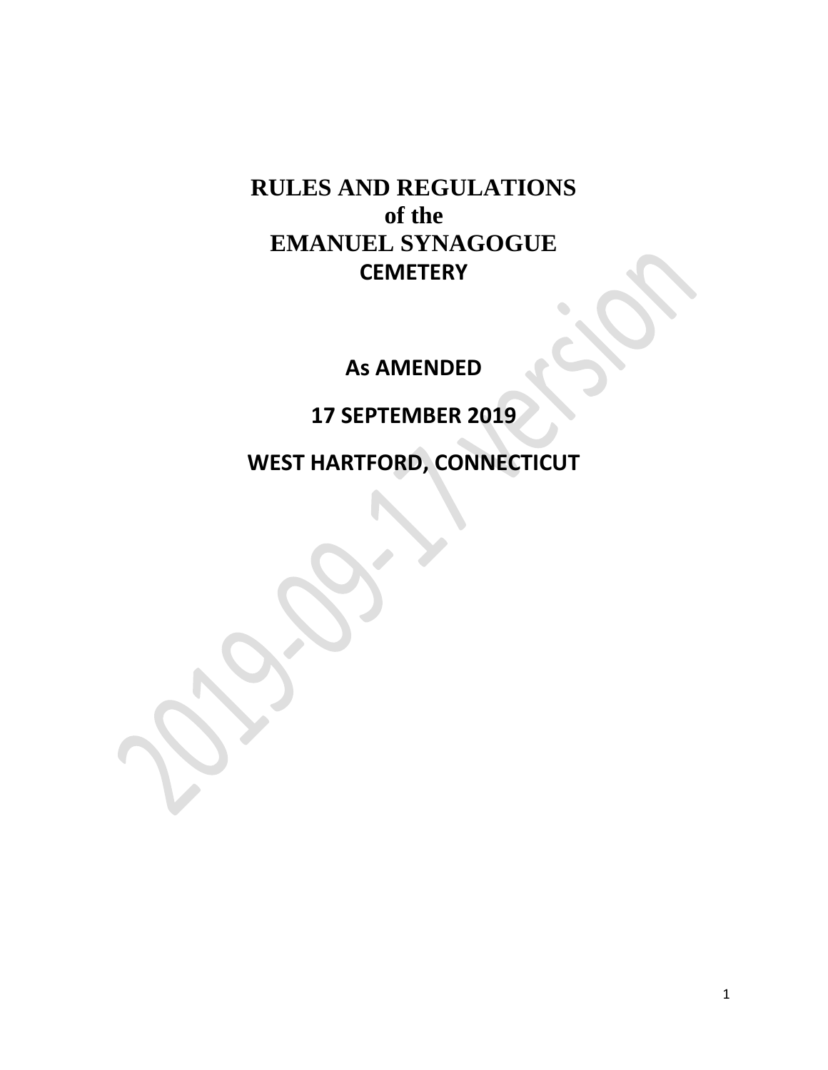# RULES AND REGULATIONS of the EMANUEL SYNAGOGUE CEMETERY

**As AMENDED**

**17 SEPTEMBER 2019**

**WEST HARTFORD, CONNECTICUT**

2019-09-17 version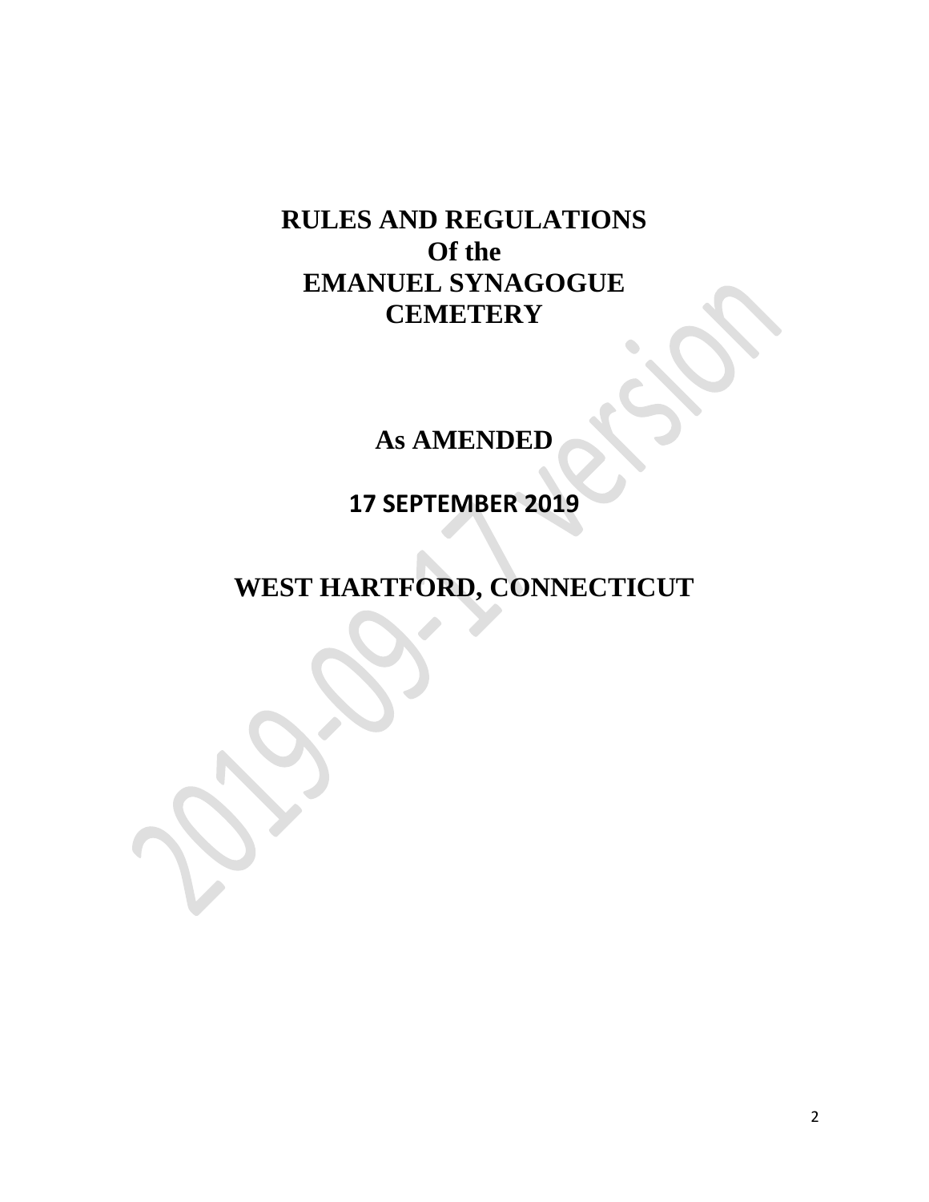# RULES AND REGULATIONS
# Of the
# EMANUEL SYNAGOGUE
# CEMETERY

## As AMENDED

## 17 SEPTEMBER 2019

## WEST HARTFORD, CONNECTICUT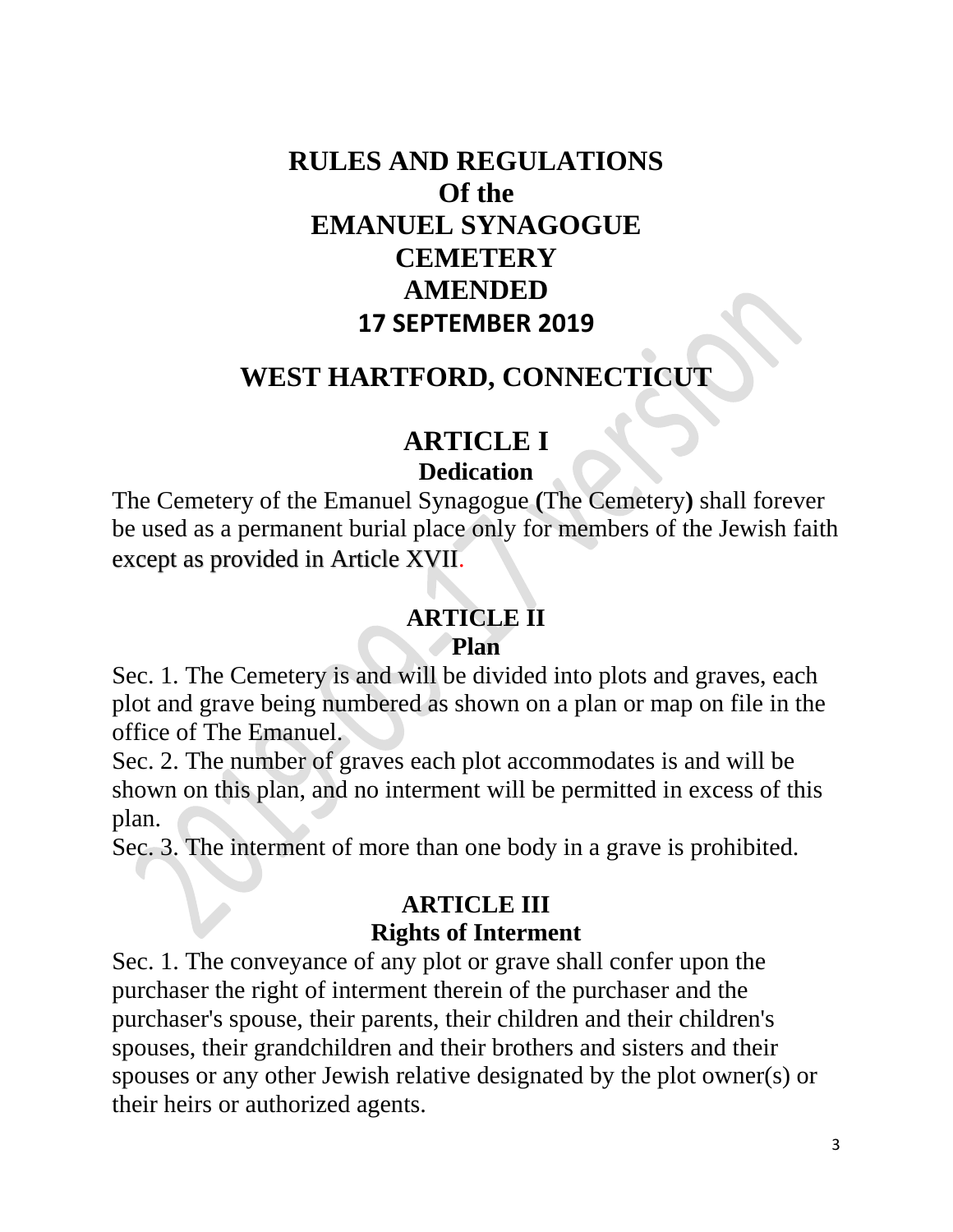# RULES AND REGULATIONS
# Of the
# EMANUEL SYNAGOGUE
# CEMETERY
# AMENDED
# 17 SEPTEMBER 2019

# WEST HARTFORD, CONNECTICUT

## ARTICLE I
### Dedication

The Cemetery of the Emanuel Synagogue **(**The Cemetery**)** shall forever be used as a permanent burial place only for members of the Jewish faith except as provided in Article XVII.

## ARTICLE II
### Plan

Sec. 1. The Cemetery is and will be divided into plots and graves, each plot and grave being numbered as shown on a plan or map on file in the office of The Emanuel.

Sec. 2. The number of graves each plot accommodates is and will be shown on this plan, and no interment will be permitted in excess of this plan.

Sec. 3. The interment of more than one body in a grave is prohibited.

## ARTICLE III
### Rights of Interment

Sec. 1. The conveyance of any plot or grave shall confer upon the purchaser the right of interment therein of the purchaser and the purchaser's spouse, their parents, their children and their children's spouses, their grandchildren and their brothers and sisters and their spouses or any other Jewish relative designated by the plot owner(s) or their heirs or authorized agents.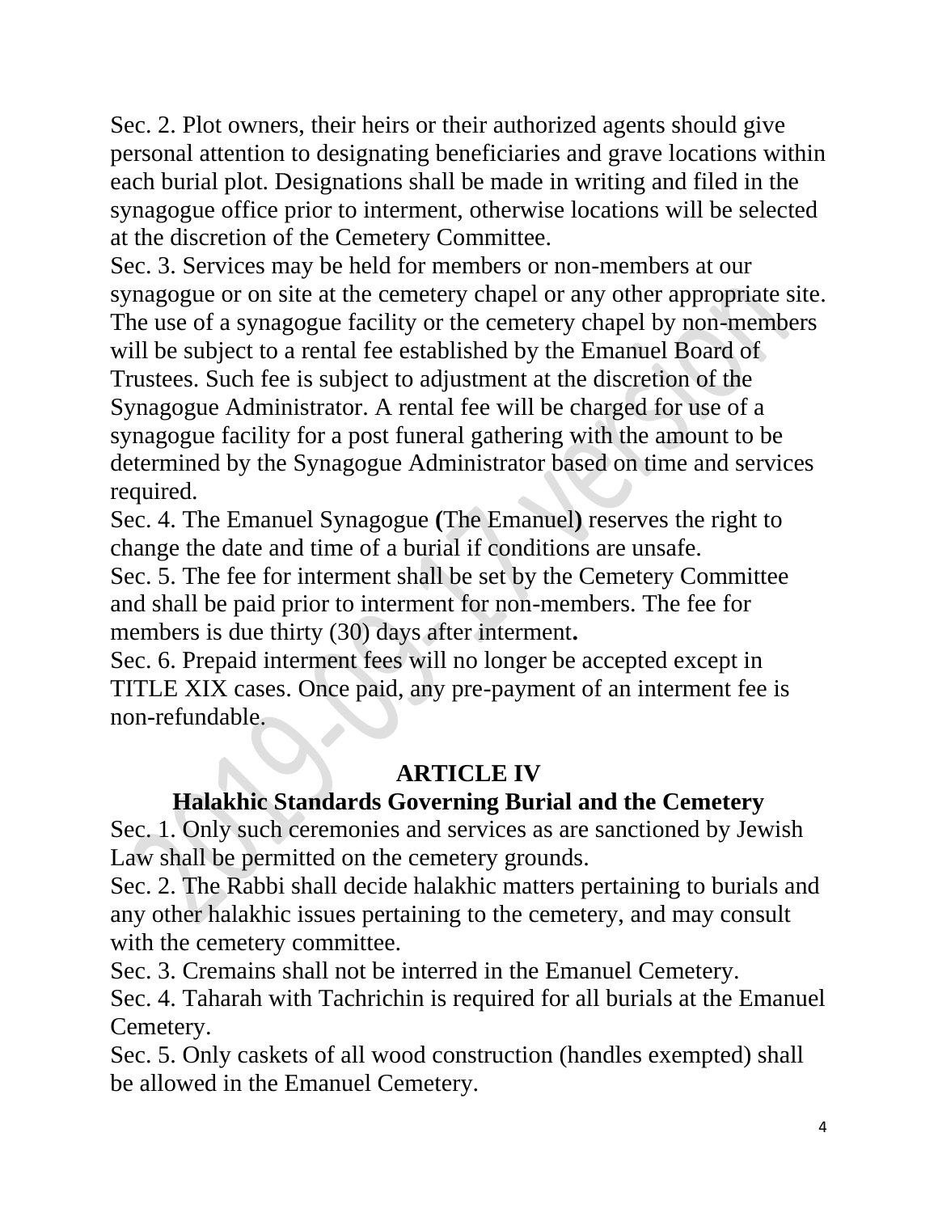Sec. 2. Plot owners, their heirs or their authorized agents should give personal attention to designating beneficiaries and grave locations within each burial plot. Designations shall be made in writing and filed in the synagogue office prior to interment, otherwise locations will be selected at the discretion of the Cemetery Committee.

Sec. 3. Services may be held for members or non-members at our synagogue or on site at the cemetery chapel or any other appropriate site. The use of a synagogue facility or the cemetery chapel by non-members will be subject to a rental fee established by the Emanuel Board of Trustees. Such fee is subject to adjustment at the discretion of the Synagogue Administrator. A rental fee will be charged for use of a synagogue facility for a post funeral gathering with the amount to be determined by the Synagogue Administrator based on time and services required.

Sec. 4. The Emanuel Synagogue **(**The Emanuel**)** reserves the right to change the date and time of a burial if conditions are unsafe.

Sec. 5. The fee for interment shall be set by the Cemetery Committee and shall be paid prior to interment for non-members. The fee for members is due thirty (30) days after interment**.**

Sec. 6. Prepaid interment fees will no longer be accepted except in TITLE XIX cases. Once paid, any pre-payment of an interment fee is non-refundable.

## ARTICLE IV
## Halakhic Standards Governing Burial and the Cemetery

Sec. 1. Only such ceremonies and services as are sanctioned by Jewish Law shall be permitted on the cemetery grounds.

Sec. 2. The Rabbi shall decide halakhic matters pertaining to burials and any other halakhic issues pertaining to the cemetery, and may consult with the cemetery committee.

Sec. 3. Cremains shall not be interred in the Emanuel Cemetery.

Sec. 4. Taharah with Tachrichin is required for all burials at the Emanuel Cemetery.

Sec. 5. Only caskets of all wood construction (handles exempted) shall be allowed in the Emanuel Cemetery.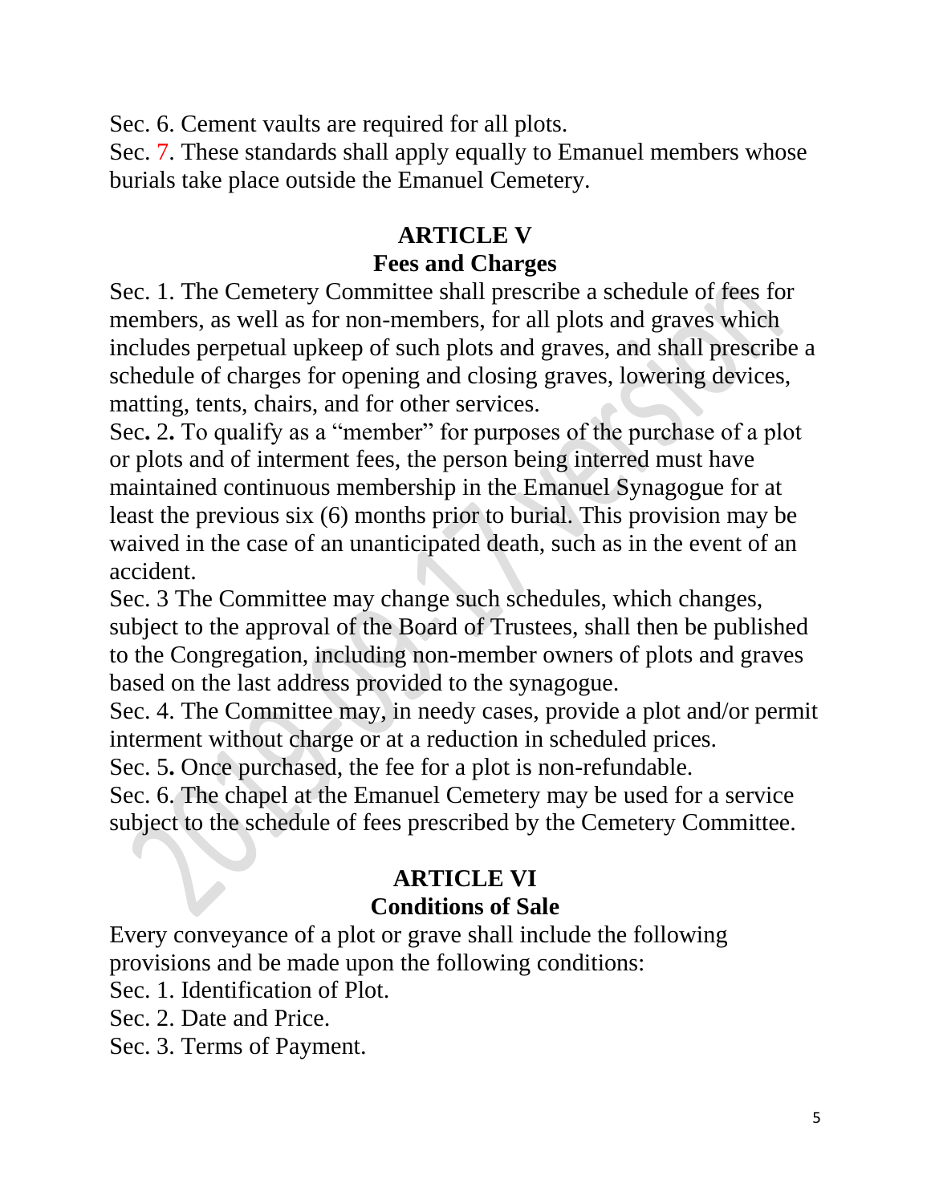Sec. 6. Cement vaults are required for all plots.
Sec. 7. These standards shall apply equally to Emanuel members whose burials take place outside the Emanuel Cemetery.

## ARTICLE V
## Fees and Charges

Sec. 1. The Cemetery Committee shall prescribe a schedule of fees for members, as well as for non-members, for all plots and graves which includes perpetual upkeep of such plots and graves, and shall prescribe a schedule of charges for opening and closing graves, lowering devices, matting, tents, chairs, and for other services.
Sec. 2. To qualify as a "member" for purposes of the purchase of a plot or plots and of interment fees, the person being interred must have maintained continuous membership in the Emanuel Synagogue for at least the previous six (6) months prior to burial. This provision may be waived in the case of an unanticipated death, such as in the event of an accident.
Sec. 3 The Committee may change such schedules, which changes, subject to the approval of the Board of Trustees, shall then be published to the Congregation, including non-member owners of plots and graves based on the last address provided to the synagogue.
Sec. 4. The Committee may, in needy cases, provide a plot and/or permit interment without charge or at a reduction in scheduled prices.
Sec. 5. Once purchased, the fee for a plot is non-refundable.
Sec. 6. The chapel at the Emanuel Cemetery may be used for a service subject to the schedule of fees prescribed by the Cemetery Committee.

## ARTICLE VI
## Conditions of Sale

Every conveyance of a plot or grave shall include the following provisions and be made upon the following conditions:
Sec. 1. Identification of Plot.
Sec. 2. Date and Price.
Sec. 3. Terms of Payment.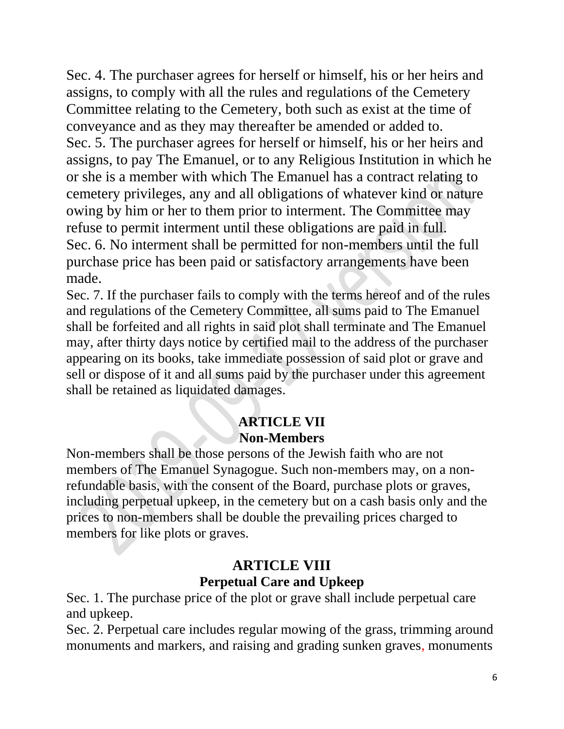Sec. 4. The purchaser agrees for herself or himself, his or her heirs and assigns, to comply with all the rules and regulations of the Cemetery Committee relating to the Cemetery, both such as exist at the time of conveyance and as they may thereafter be amended or added to.

Sec. 5. The purchaser agrees for herself or himself, his or her heirs and assigns, to pay The Emanuel, or to any Religious Institution in which he or she is a member with which The Emanuel has a contract relating to cemetery privileges, any and all obligations of whatever kind or nature owing by him or her to them prior to interment. The Committee may refuse to permit interment until these obligations are paid in full.

Sec. 6. No interment shall be permitted for non-members until the full purchase price has been paid or satisfactory arrangements have been made.

Sec. 7. If the purchaser fails to comply with the terms hereof and of the rules and regulations of the Cemetery Committee, all sums paid to The Emanuel shall be forfeited and all rights in said plot shall terminate and The Emanuel may, after thirty days notice by certified mail to the address of the purchaser appearing on its books, take immediate possession of said plot or grave and sell or dispose of it and all sums paid by the purchaser under this agreement shall be retained as liquidated damages.

## ARTICLE VII
## Non-Members

Non-members shall be those persons of the Jewish faith who are not members of The Emanuel Synagogue. Such non-members may, on a non-refundable basis, with the consent of the Board, purchase plots or graves, including perpetual upkeep, in the cemetery but on a cash basis only and the prices to non-members shall be double the prevailing prices charged to members for like plots or graves.

## ARTICLE VIII
## Perpetual Care and Upkeep

Sec. 1. The purchase price of the plot or grave shall include perpetual care and upkeep.

Sec. 2. Perpetual care includes regular mowing of the grass, trimming around monuments and markers, and raising and grading sunken graves, monuments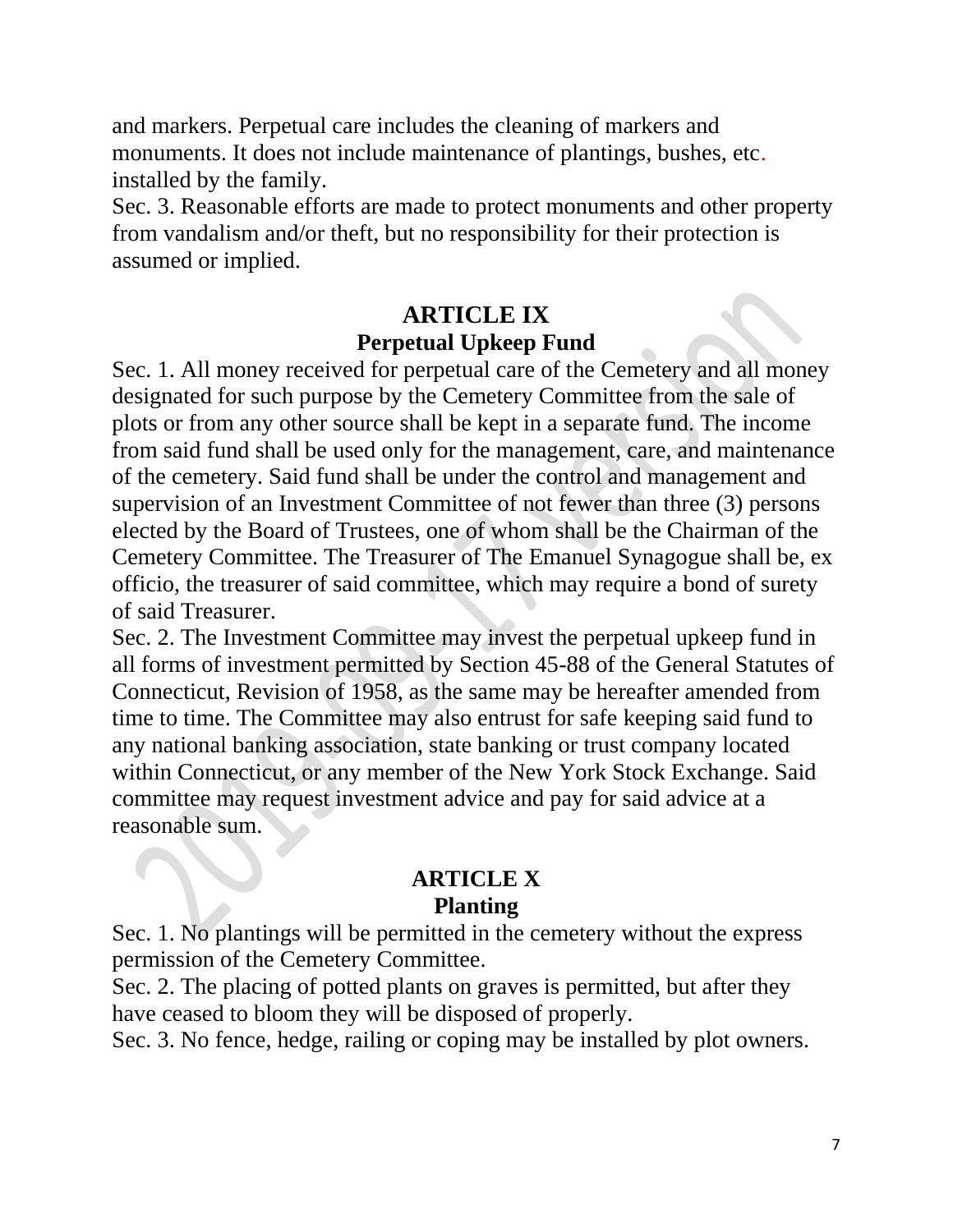and markers. Perpetual care includes the cleaning of markers and monuments. It does not include maintenance of plantings, bushes, etc. installed by the family.

Sec. 3. Reasonable efforts are made to protect monuments and other property from vandalism and/or theft, but no responsibility for their protection is assumed or implied.

## ARTICLE IX
## Perpetual Upkeep Fund

Sec. 1. All money received for perpetual care of the Cemetery and all money designated for such purpose by the Cemetery Committee from the sale of plots or from any other source shall be kept in a separate fund. The income from said fund shall be used only for the management, care, and maintenance of the cemetery. Said fund shall be under the control and management and supervision of an Investment Committee of not fewer than three (3) persons elected by the Board of Trustees, one of whom shall be the Chairman of the Cemetery Committee. The Treasurer of The Emanuel Synagogue shall be, ex officio, the treasurer of said committee, which may require a bond of surety of said Treasurer.

Sec. 2. The Investment Committee may invest the perpetual upkeep fund in all forms of investment permitted by Section 45-88 of the General Statutes of Connecticut, Revision of 1958, as the same may be hereafter amended from time to time. The Committee may also entrust for safe keeping said fund to any national banking association, state banking or trust company located within Connecticut, or any member of the New York Stock Exchange. Said committee may request investment advice and pay for said advice at a reasonable sum.

## ARTICLE X
## Planting

Sec. 1. No plantings will be permitted in the cemetery without the express permission of the Cemetery Committee.

Sec. 2. The placing of potted plants on graves is permitted, but after they have ceased to bloom they will be disposed of properly.

Sec. 3. No fence, hedge, railing or coping may be installed by plot owners.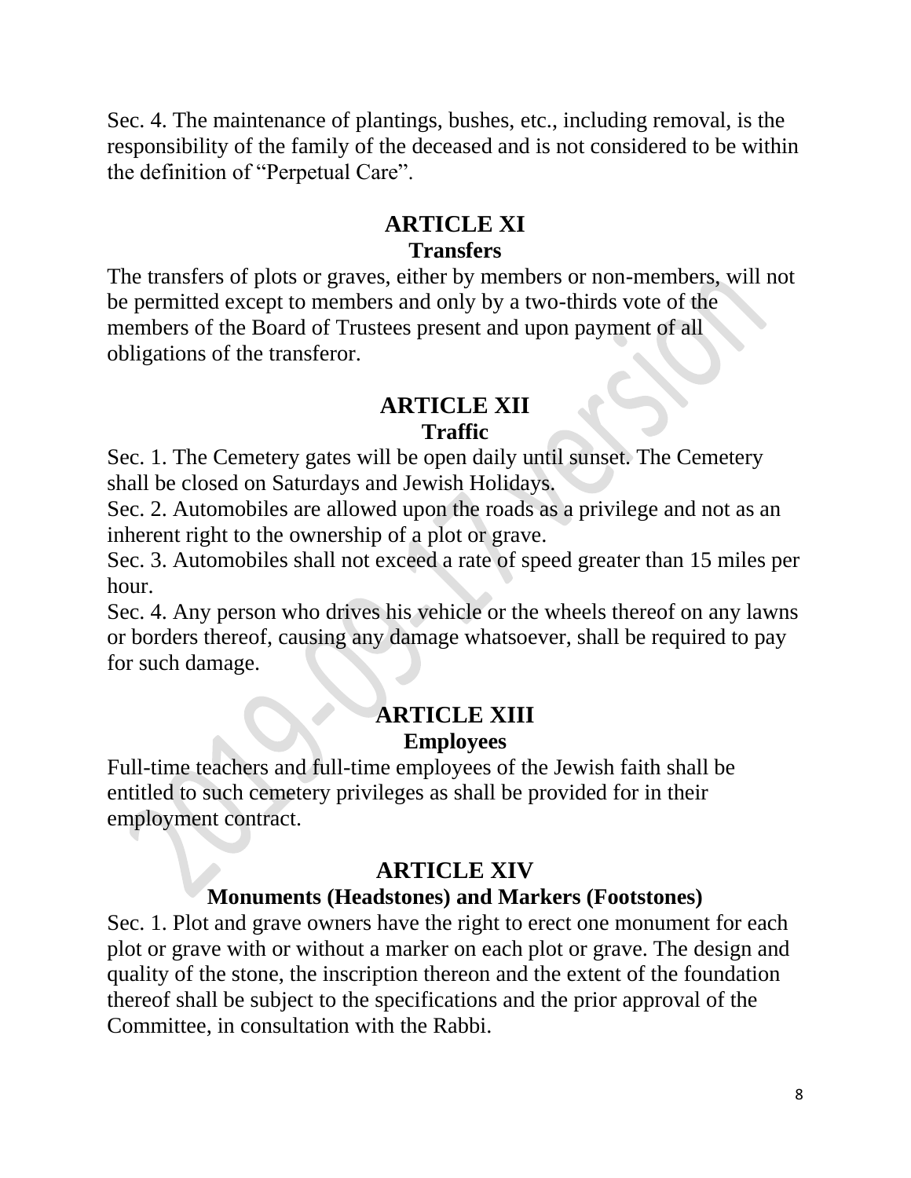Sec. 4. The maintenance of plantings, bushes, etc., including removal, is the responsibility of the family of the deceased and is not considered to be within the definition of "Perpetual Care".

## ARTICLE XI

### Transfers

The transfers of plots or graves, either by members or non-members, will not be permitted except to members and only by a two-thirds vote of the members of the Board of Trustees present and upon payment of all obligations of the transferor.

## ARTICLE XII

### Traffic

Sec. 1. The Cemetery gates will be open daily until sunset. The Cemetery shall be closed on Saturdays and Jewish Holidays.

Sec. 2. Automobiles are allowed upon the roads as a privilege and not as an inherent right to the ownership of a plot or grave.

Sec. 3. Automobiles shall not exceed a rate of speed greater than 15 miles per hour.

Sec. 4. Any person who drives his vehicle or the wheels thereof on any lawns or borders thereof, causing any damage whatsoever, shall be required to pay for such damage.

## ARTICLE XIII

### Employees

Full-time teachers and full-time employees of the Jewish faith shall be entitled to such cemetery privileges as shall be provided for in their employment contract.

## ARTICLE XIV

### Monuments (Headstones) and Markers (Footstones)

Sec. 1. Plot and grave owners have the right to erect one monument for each plot or grave with or without a marker on each plot or grave. The design and quality of the stone, the inscription thereon and the extent of the foundation thereof shall be subject to the specifications and the prior approval of the Committee, in consultation with the Rabbi.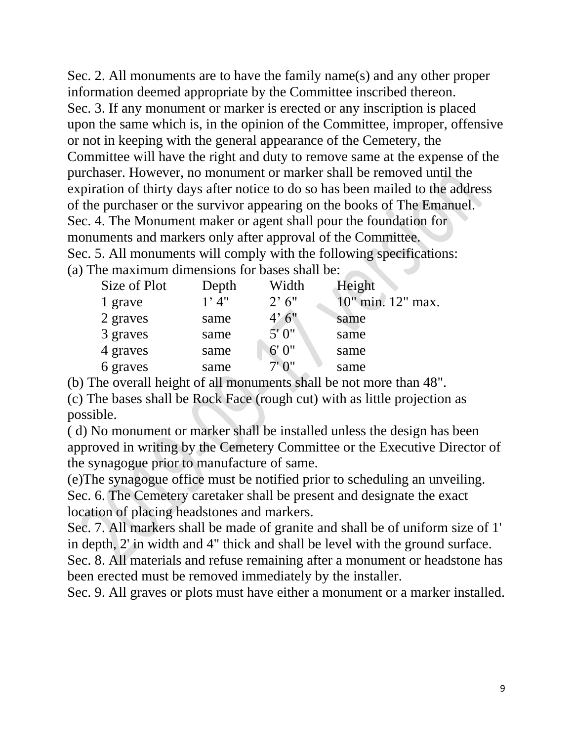Sec. 2. All monuments are to have the family name(s) and any other proper information deemed appropriate by the Committee inscribed thereon.

Sec. 3. If any monument or marker is erected or any inscription is placed upon the same which is, in the opinion of the Committee, improper, offensive or not in keeping with the general appearance of the Cemetery, the Committee will have the right and duty to remove same at the expense of the purchaser. However, no monument or marker shall be removed until the expiration of thirty days after notice to do so has been mailed to the address of the purchaser or the survivor appearing on the books of The Emanuel.

Sec. 4. The Monument maker or agent shall pour the foundation for monuments and markers only after approval of the Committee.

Sec. 5. All monuments will comply with the following specifications:

(a) The maximum dimensions for bases shall be:

| Size of Plot | Depth | Width | Height |
|---|---|---|---|
| 1 grave | 1' 4" | 2' 6" | 10" min. 12" max. |
| 2 graves | same | 4' 6" | same |
| 3 graves | same | 5' 0" | same |
| 4 graves | same | 6' 0" | same |
| 6 graves | same | 7' 0" | same |

(b) The overall height of all monuments shall be not more than 48".

(c) The bases shall be Rock Face (rough cut) with as little projection as possible.

( d) No monument or marker shall be installed unless the design has been approved in writing by the Cemetery Committee or the Executive Director of the synagogue prior to manufacture of same.

(e)The synagogue office must be notified prior to scheduling an unveiling.

Sec. 6. The Cemetery caretaker shall be present and designate the exact location of placing headstones and markers.

Sec. 7. All markers shall be made of granite and shall be of uniform size of 1' in depth, 2' in width and 4" thick and shall be level with the ground surface.

Sec. 8. All materials and refuse remaining after a monument or headstone has been erected must be removed immediately by the installer.

Sec. 9. All graves or plots must have either a monument or a marker installed.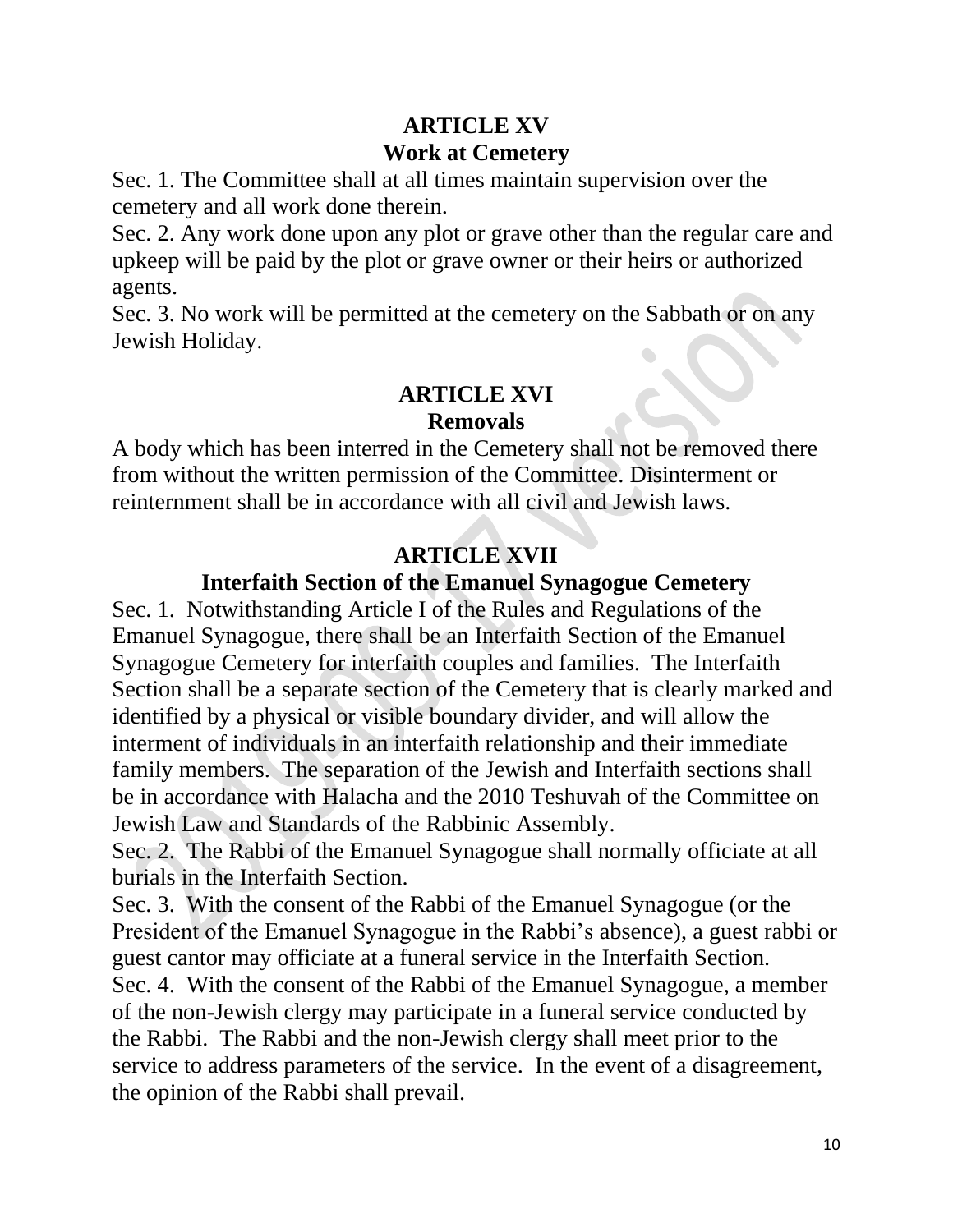## ARTICLE XV
## Work at Cemetery

Sec. 1. The Committee shall at all times maintain supervision over the cemetery and all work done therein.

Sec. 2. Any work done upon any plot or grave other than the regular care and upkeep will be paid by the plot or grave owner or their heirs or authorized agents.

Sec. 3. No work will be permitted at the cemetery on the Sabbath or on any Jewish Holiday.

## ARTICLE XVI
## Removals

A body which has been interred in the Cemetery shall not be removed there from without the written permission of the Committee. Disinterment or reinternment shall be in accordance with all civil and Jewish laws.

## ARTICLE XVII
## Interfaith Section of the Emanuel Synagogue Cemetery

Sec. 1. Notwithstanding Article I of the Rules and Regulations of the Emanuel Synagogue, there shall be an Interfaith Section of the Emanuel Synagogue Cemetery for interfaith couples and families. The Interfaith Section shall be a separate section of the Cemetery that is clearly marked and identified by a physical or visible boundary divider, and will allow the interment of individuals in an interfaith relationship and their immediate family members. The separation of the Jewish and Interfaith sections shall be in accordance with Halacha and the 2010 Teshuvah of the Committee on Jewish Law and Standards of the Rabbinic Assembly.

Sec. 2. The Rabbi of the Emanuel Synagogue shall normally officiate at all burials in the Interfaith Section.

Sec. 3. With the consent of the Rabbi of the Emanuel Synagogue (or the President of the Emanuel Synagogue in the Rabbi's absence), a guest rabbi or guest cantor may officiate at a funeral service in the Interfaith Section.

Sec. 4. With the consent of the Rabbi of the Emanuel Synagogue, a member of the non-Jewish clergy may participate in a funeral service conducted by the Rabbi. The Rabbi and the non-Jewish clergy shall meet prior to the service to address parameters of the service. In the event of a disagreement, the opinion of the Rabbi shall prevail.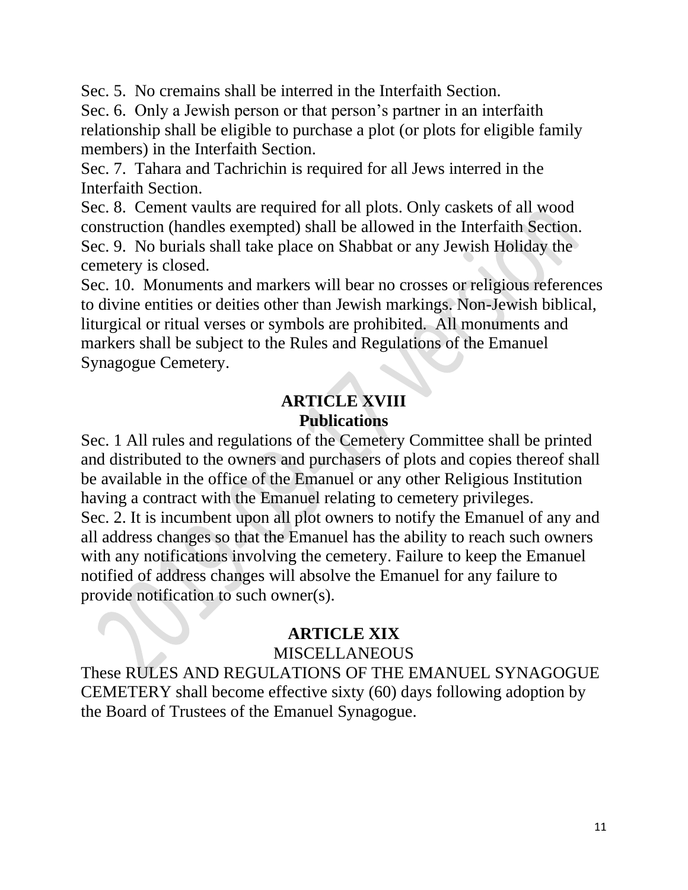Sec. 5. No cremains shall be interred in the Interfaith Section.
Sec. 6. Only a Jewish person or that person's partner in an interfaith relationship shall be eligible to purchase a plot (or plots for eligible family members) in the Interfaith Section.
Sec. 7. Tahara and Tachrichin is required for all Jews interred in the Interfaith Section.
Sec. 8. Cement vaults are required for all plots. Only caskets of all wood construction (handles exempted) shall be allowed in the Interfaith Section.
Sec. 9. No burials shall take place on Shabbat or any Jewish Holiday the cemetery is closed.
Sec. 10. Monuments and markers will bear no crosses or religious references to divine entities or deities other than Jewish markings. Non-Jewish biblical, liturgical or ritual verses or symbols are prohibited. All monuments and markers shall be subject to the Rules and Regulations of the Emanuel Synagogue Cemetery.

## ARTICLE XVIII
## Publications

Sec. 1 All rules and regulations of the Cemetery Committee shall be printed and distributed to the owners and purchasers of plots and copies thereof shall be available in the office of the Emanuel or any other Religious Institution having a contract with the Emanuel relating to cemetery privileges.
Sec. 2. It is incumbent upon all plot owners to notify the Emanuel of any and all address changes so that the Emanuel has the ability to reach such owners with any notifications involving the cemetery. Failure to keep the Emanuel notified of address changes will absolve the Emanuel for any failure to provide notification to such owner(s).

## ARTICLE XIX
## MISCELLANEOUS

These RULES AND REGULATIONS OF THE EMANUEL SYNAGOGUE CEMETERY shall become effective sixty (60) days following adoption by the Board of Trustees of the Emanuel Synagogue.